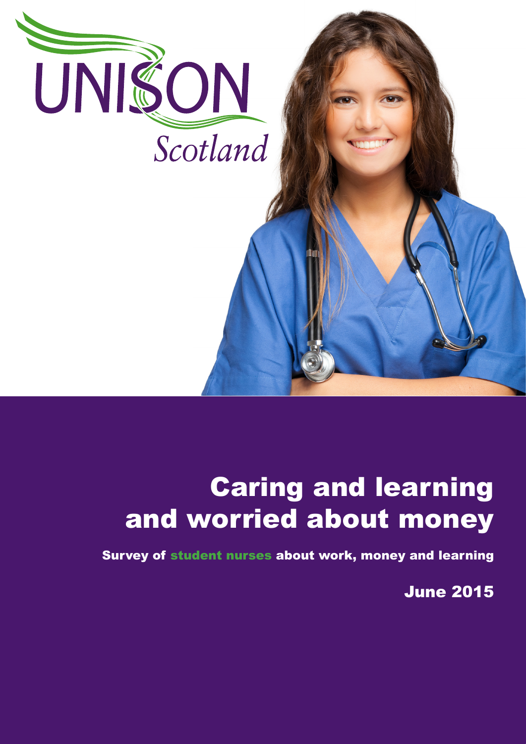UNISON Scotland

# Caring and learning and worried about money

Survey of student nurses about work, money and learning

June 2015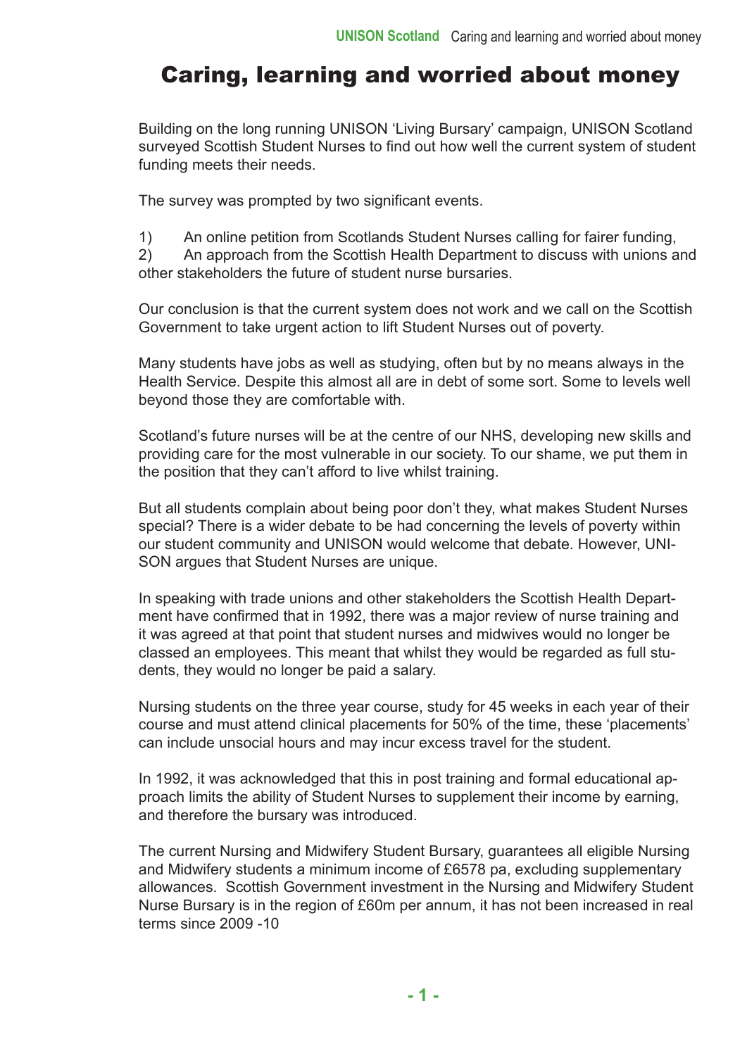# Caring, learning and worried about money

Building on the long running UNISON 'Living Bursary' campaign, UNISON Scotland surveyed Scottish Student Nurses to find out how well the current system of student funding meets their needs.

The survey was prompted by two significant events.

1) An online petition from Scotlands Student Nurses calling for fairer funding,
2) An approach from the Scottish Health Department to discuss with unions and other stakeholders the future of student nurse bursaries.

Our conclusion is that the current system does not work and we call on the Scottish Government to take urgent action to lift Student Nurses out of poverty.

Many students have jobs as well as studying, often but by no means always in the Health Service. Despite this almost all are in debt of some sort. Some to levels well beyond those they are comfortable with.

Scotland's future nurses will be at the centre of our NHS, developing new skills and providing care for the most vulnerable in our society. To our shame, we put them in the position that they can't afford to live whilst training.

But all students complain about being poor don't they, what makes Student Nurses special? There is a wider debate to be had concerning the levels of poverty within our student community and UNISON would welcome that debate. However, UNISON argues that Student Nurses are unique.

In speaking with trade unions and other stakeholders the Scottish Health Department have confirmed that in 1992, there was a major review of nurse training and it was agreed at that point that student nurses and midwives would no longer be classed an employees. This meant that whilst they would be regarded as full students, they would no longer be paid a salary.

Nursing students on the three year course, study for 45 weeks in each year of their course and must attend clinical placements for 50% of the time, these 'placements' can include unsocial hours and may incur excess travel for the student.

In 1992, it was acknowledged that this in post training and formal educational approach limits the ability of Student Nurses to supplement their income by earning, and therefore the bursary was introduced.

The current Nursing and Midwifery Student Bursary, guarantees all eligible Nursing and Midwifery students a minimum income of £6578 pa, excluding supplementary allowances. Scottish Government investment in the Nursing and Midwifery Student Nurse Bursary is in the region of £60m per annum, it has not been increased in real terms since 2009 -10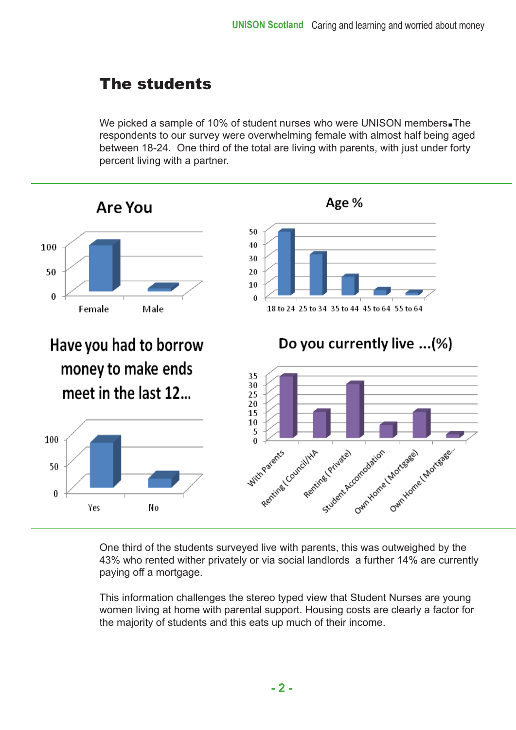# The students

We picked a sample of 10% of student nurses who were UNISON members.The respondents to our survey were overwhelming female with almost half being aged between 18-24. One third of the total are living with parents, with just under forty percent living with a partner.

**Are You**

Female, Male

**Age %**

18 to 24, 25 to 34, 35 to 44, 45 to 64, 55 to 64

**Have you had to borrow money to make ends meet in the last 12...**

Yes, No

**Do you currently live ...(%)**

With Parents, Renting (Council/HA, Renting (Private), Student Accomodation, Own Home (Mortgage), Own Home (Mortgage...

One third of the students surveyed live with parents, this was outweighed by the 43% who rented wither privately or via social landlords a further 14% are currently paying off a mortgage.

This information challenges the stereo typed view that Student Nurses are young women living at home with parental support. Housing costs are clearly a factor for the majority of students and this eats up much of their income.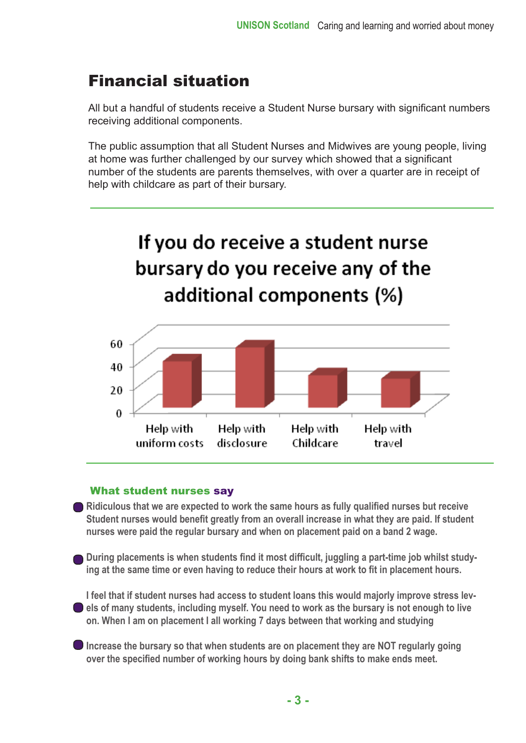# Financial situation

All but a handful of students receive a Student Nurse bursary with significant numbers receiving additional components.

The public assumption that all Student Nurses and Midwives are young people, living at home was further challenged by our survey which showed that a significant number of the students are parents themselves, with over a quarter are in receipt of help with childcare as part of their bursary.

**If you do receive a student nurse bursary do you receive any of the additional components (%)**

60
40
20
0

Help with uniform costs | Help with disclosure | Help with Childcare | Help with travel

### What student nurses say

- Ridiculous that we are expected to work the same hours as fully qualified nurses but receive Student nurses would benefit greatly from an overall increase in what they are paid. If student nurses were paid the regular bursary and when on placement paid on a band 2 wage.

- During placements is when students find it most difficult, juggling a part-time job whilst studying at the same time or even having to reduce their hours at work to fit in placement hours.

- I feel that if student nurses had access to student loans this would majorly improve stress levels of many students, including myself. You need to work as the bursary is not enough to live on. When I am on placement I all working 7 days between that working and studying

- Increase the bursary so that when students are on placement they are NOT regularly going over the specified number of working hours by doing bank shifts to make ends meet.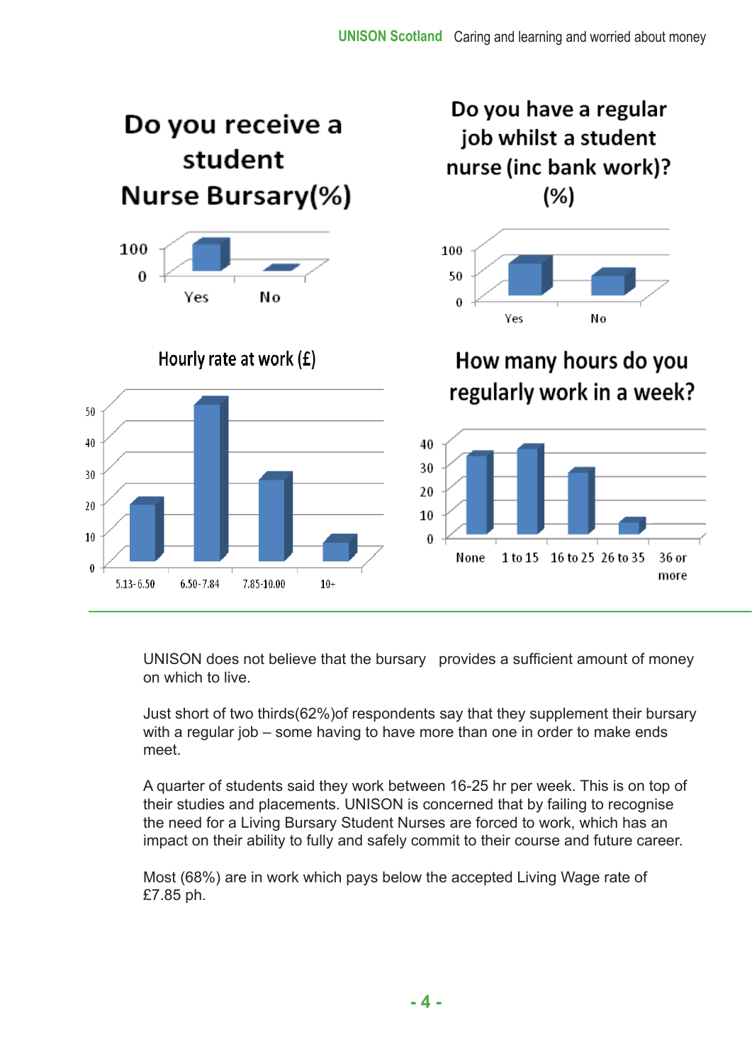Do you receive a student Nurse Bursary(%)

Do you have a regular job whilst a student nurse (inc bank work)? (%)

Hourly rate at work (£)

How many hours do you regularly work in a week?

UNISON does not believe that the bursary provides a sufficient amount of money on which to live.

Just short of two thirds(62%)of respondents say that they supplement their bursary with a regular job – some having to have more than one in order to make ends meet.

A quarter of students said they work between 16-25 hr per week. This is on top of their studies and placements. UNISON is concerned that by failing to recognise the need for a Living Bursary Student Nurses are forced to work, which has an impact on their ability to fully and safely commit to their course and future career.

Most (68%) are in work which pays below the accepted Living Wage rate of £7.85 ph.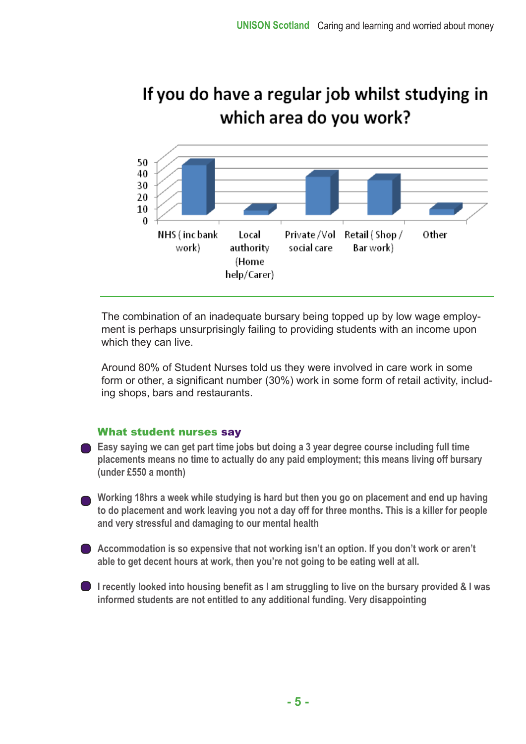## If you do have a regular job whilst studying in which area do you work?

| Area | Approximate value |
|---|---|
| NHS ( inc bank work) | 43 |
| Local authority (Home help/Carer) | 4 |
| Private /Vol social care | 33 |
| Retail ( Shop / Bar work) | 30 |
| Other | 5 |

The combination of an inadequate bursary being topped up by low wage employment is perhaps unsurprisingly failing to providing students with an income upon which they can live.

Around 80% of Student Nurses told us they were involved in care work in some form or other, a significant number (30%) work in some form of retail activity, including shops, bars and restaurants.

### What student nurses say

- Easy saying we can get part time jobs but doing a 3 year degree course including full time placements means no time to actually do any paid employment; this means living off bursary (under £550 a month)
- Working 18hrs a week while studying is hard but then you go on placement and end up having to do placement and work leaving you not a day off for three months. This is a killer for people and very stressful and damaging to our mental health
- Accommodation is so expensive that not working isn't an option. If you don't work or aren't able to get decent hours at work, then you're not going to be eating well at all.
- I recently looked into housing benefit as I am struggling to live on the bursary provided & I was informed students are not entitled to any additional funding. Very disappointing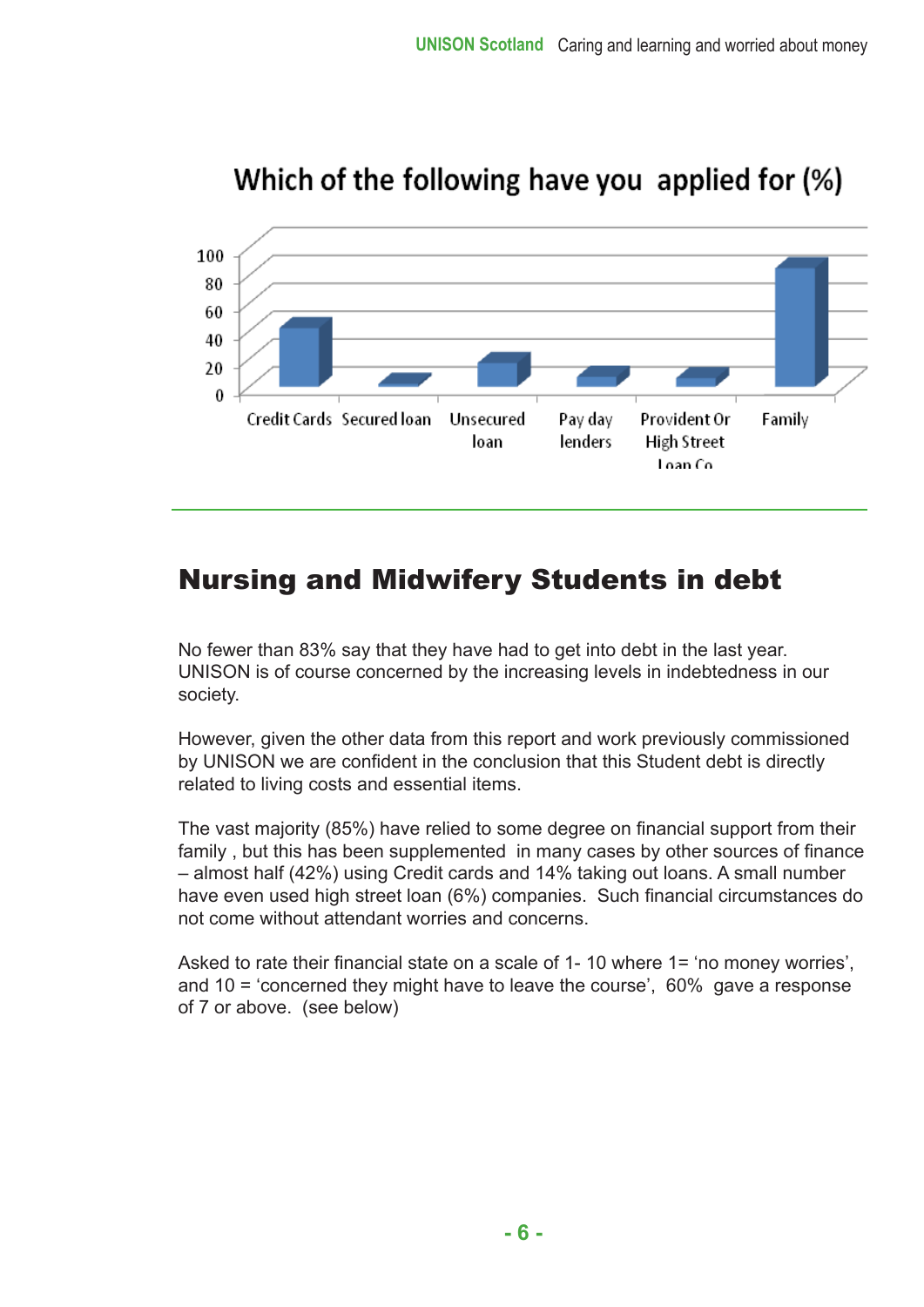Which of the following have you applied for (%)

100
80
60
40
20
0

Credit Cards | Secured loan | Unsecured loan | Pay day lenders | Provident Or High Street Loan Co | Family

## Nursing and Midwifery Students in debt

No fewer than 83% say that they have had to get into debt in the last year. UNISON is of course concerned by the increasing levels in indebtedness in our society.

However, given the other data from this report and work previously commissioned by UNISON we are confident in the conclusion that this Student debt is directly related to living costs and essential items.

The vast majority (85%) have relied to some degree on financial support from their family , but this has been supplemented in many cases by other sources of finance – almost half (42%) using Credit cards and 14% taking out loans. A small number have even used high street loan (6%) companies. Such financial circumstances do not come without attendant worries and concerns.

Asked to rate their financial state on a scale of 1- 10 where 1= 'no money worries', and 10 = 'concerned they might have to leave the course', 60% gave a response of 7 or above. (see below)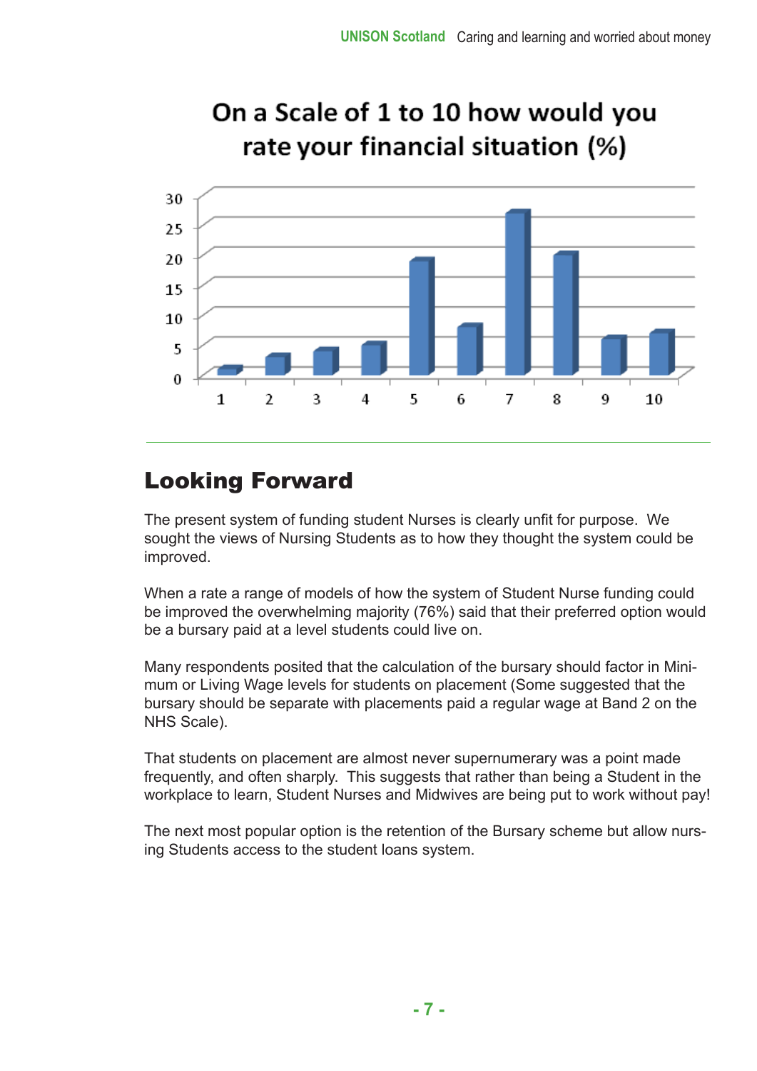## On a Scale of 1 to 10 how would you rate your financial situation (%)

| Rating | % |
|---|---|
| 1 | 1 |
| 2 | 3 |
| 3 | 4 |
| 4 | 5 |
| 5 | 19 |
| 6 | 8 |
| 7 | 27 |
| 8 | 20 |
| 9 | 6 |
| 10 | 7 |

# Looking Forward

The present system of funding student Nurses is clearly unfit for purpose. We sought the views of Nursing Students as to how they thought the system could be improved.

When a rate a range of models of how the system of Student Nurse funding could be improved the overwhelming majority (76%) said that their preferred option would be a bursary paid at a level students could live on.

Many respondents posited that the calculation of the bursary should factor in Minimum or Living Wage levels for students on placement (Some suggested that the bursary should be separate with placements paid a regular wage at Band 2 on the NHS Scale).

That students on placement are almost never supernumerary was a point made frequently, and often sharply. This suggests that rather than being a Student in the workplace to learn, Student Nurses and Midwives are being put to work without pay!

The next most popular option is the retention of the Bursary scheme but allow nursing Students access to the student loans system.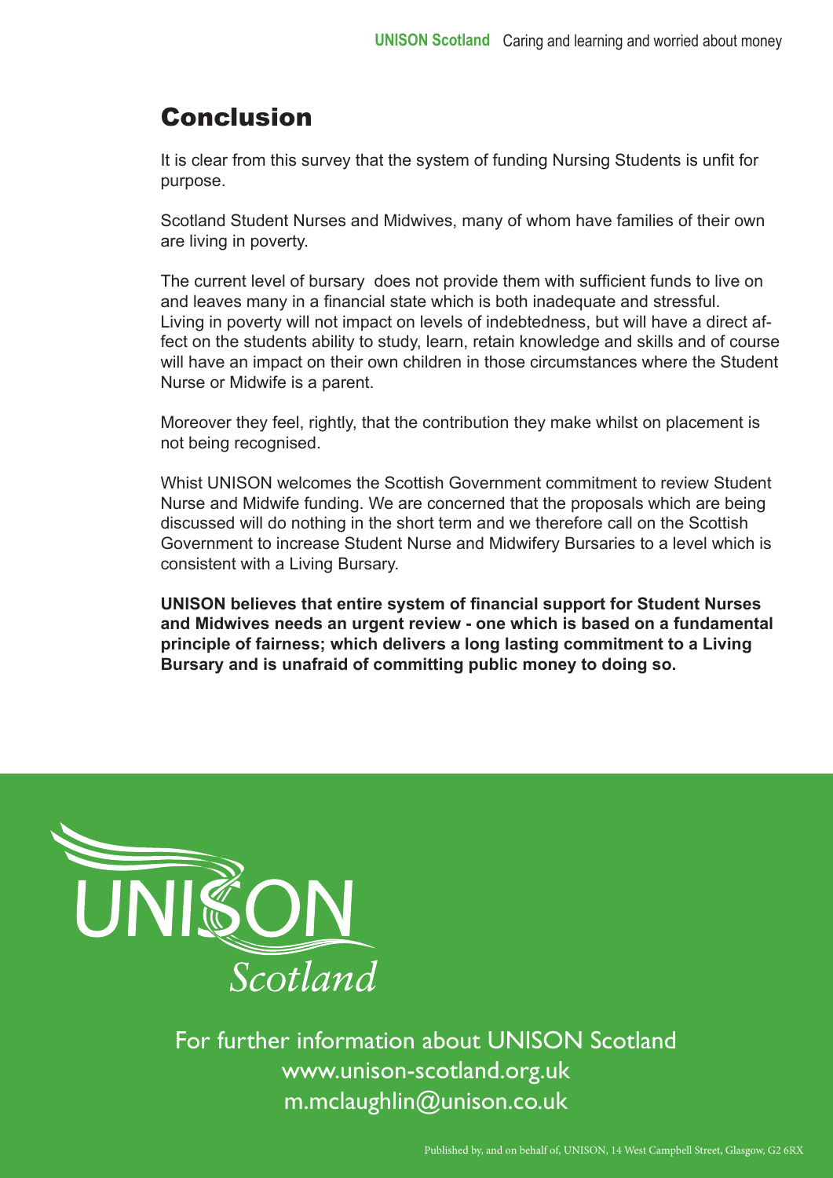## Conclusion

It is clear from this survey that the system of funding Nursing Students is unfit for purpose.

Scotland Student Nurses and Midwives, many of whom have families of their own are living in poverty.

The current level of bursary does not provide them with sufficient funds to live on and leaves many in a financial state which is both inadequate and stressful. Living in poverty will not impact on levels of indebtedness, but will have a direct affect on the students ability to study, learn, retain knowledge and skills and of course will have an impact on their own children in those circumstances where the Student Nurse or Midwife is a parent.

Moreover they feel, rightly, that the contribution they make whilst on placement is not being recognised.

Whist UNISON welcomes the Scottish Government commitment to review Student Nurse and Midwife funding. We are concerned that the proposals which are being discussed will do nothing in the short term and we therefore call on the Scottish Government to increase Student Nurse and Midwifery Bursaries to a level which is consistent with a Living Bursary.

**UNISON believes that entire system of financial support for Student Nurses and Midwives needs an urgent review - one which is based on a fundamental principle of fairness; which delivers a long lasting commitment to a Living Bursary and is unafraid of committing public money to doing so.**

UNISON Scotland

For further information about UNISON Scotland
www.unison-scotland.org.uk
m.mclaughlin@unison.co.uk

Published by, and on behalf of, UNISON, 14 West Campbell Street, Glasgow, G2 6RX